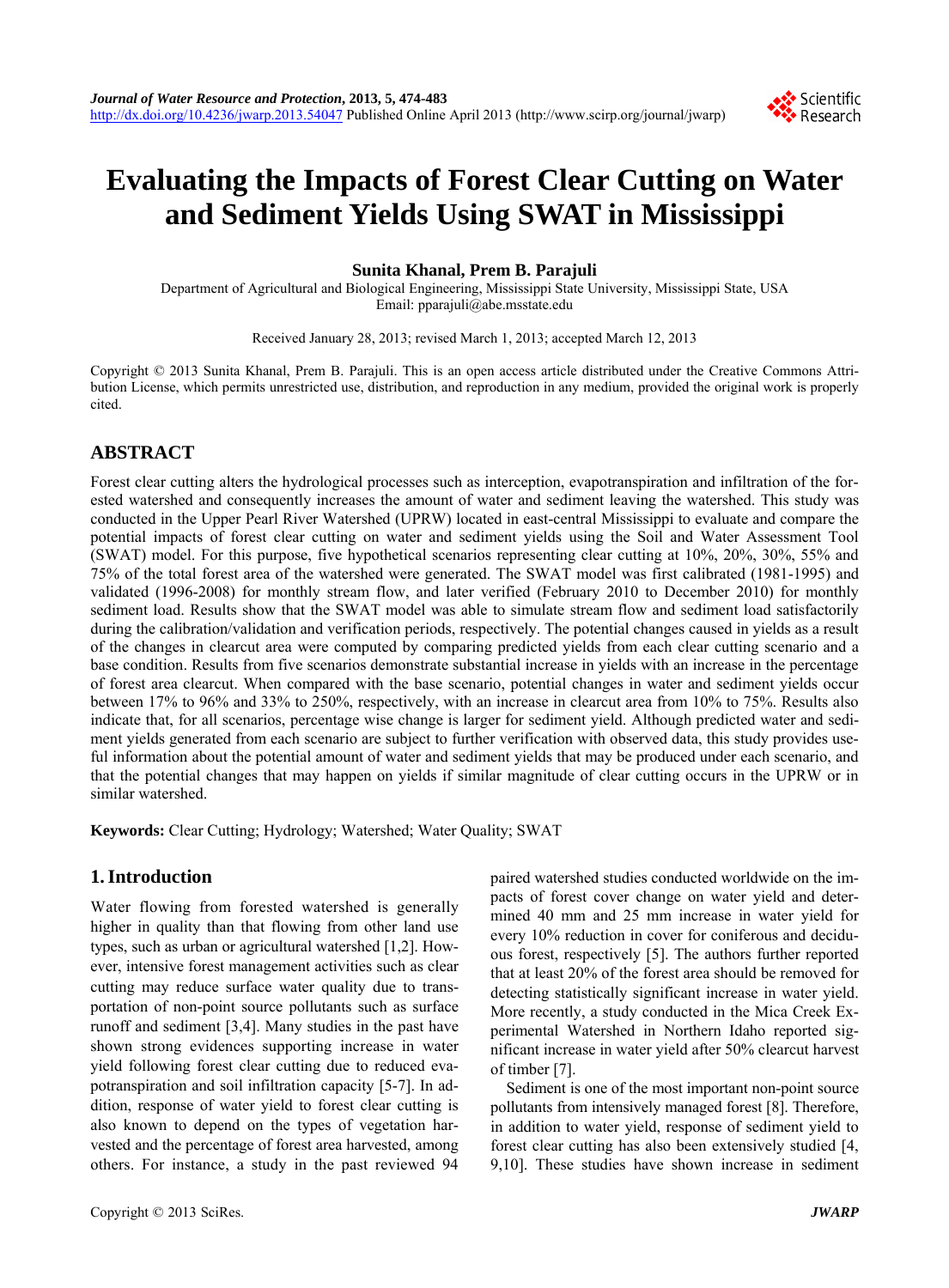# Evaluating the Impacts of Forest Clear Cutting on Water and Sediment Yields Using SWAT in Mississippi

**Sunita Khanal, Prem B. Parajuli**

Department of Agricultural and Biological Engineering, Mississippi State University, Mississippi State, USA
Email: pparajuli@abe.msstate.edu

Received January 28, 2013; revised March 1, 2013; accepted March 12, 2013

Copyright © 2013 Sunita Khanal, Prem B. Parajuli. This is an open access article distributed under the Creative Commons Attribution License, which permits unrestricted use, distribution, and reproduction in any medium, provided the original work is properly cited.

## ABSTRACT

Forest clear cutting alters the hydrological processes such as interception, evapotranspiration and infiltration of the forested watershed and consequently increases the amount of water and sediment leaving the watershed. This study was conducted in the Upper Pearl River Watershed (UPRW) located in east-central Mississippi to evaluate and compare the potential impacts of forest clear cutting on water and sediment yields using the Soil and Water Assessment Tool (SWAT) model. For this purpose, five hypothetical scenarios representing clear cutting at 10%, 20%, 30%, 55% and 75% of the total forest area of the watershed were generated. The SWAT model was first calibrated (1981-1995) and validated (1996-2008) for monthly stream flow, and later verified (February 2010 to December 2010) for monthly sediment load. Results show that the SWAT model was able to simulate stream flow and sediment load satisfactorily during the calibration/validation and verification periods, respectively. The potential changes caused in yields as a result of the changes in clearcut area were computed by comparing predicted yields from each clear cutting scenario and a base condition. Results from five scenarios demonstrate substantial increase in yields with an increase in the percentage of forest area clearcut. When compared with the base scenario, potential changes in water and sediment yields occur between 17% to 96% and 33% to 250%, respectively, with an increase in clearcut area from 10% to 75%. Results also indicate that, for all scenarios, percentage wise change is larger for sediment yield. Although predicted water and sediment yields generated from each scenario are subject to further verification with observed data, this study provides useful information about the potential amount of water and sediment yields that may be produced under each scenario, and that the potential changes that may happen on yields if similar magnitude of clear cutting occurs in the UPRW or in similar watershed.

**Keywords:** Clear Cutting; Hydrology; Watershed; Water Quality; SWAT

## 1. Introduction

Water flowing from forested watershed is generally higher in quality than that flowing from other land use types, such as urban or agricultural watershed [1,2]. However, intensive forest management activities such as clear cutting may reduce surface water quality due to transportation of non-point source pollutants such as surface runoff and sediment [3,4]. Many studies in the past have shown strong evidences supporting increase in water yield following forest clear cutting due to reduced evapotranspiration and soil infiltration capacity [5-7]. In addition, response of water yield to forest clear cutting is also known to depend on the types of vegetation harvested and the percentage of forest area harvested, among others. For instance, a study in the past reviewed 94 paired watershed studies conducted worldwide on the impacts of forest cover change on water yield and determined 40 mm and 25 mm increase in water yield for every 10% reduction in cover for coniferous and deciduous forest, respectively [5]. The authors further reported that at least 20% of the forest area should be removed for detecting statistically significant increase in water yield. More recently, a study conducted in the Mica Creek Experimental Watershed in Northern Idaho reported significant increase in water yield after 50% clearcut harvest of timber [7].

Sediment is one of the most important non-point source pollutants from intensively managed forest [8]. Therefore, in addition to water yield, response of sediment yield to forest clear cutting has also been extensively studied [4, 9,10]. These studies have shown increase in sediment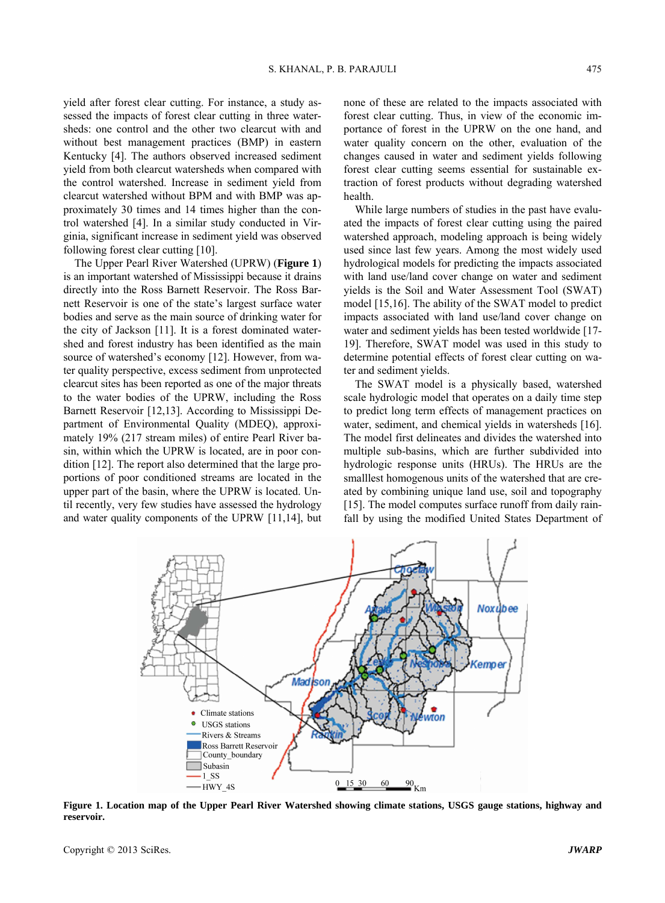yield after forest clear cutting. For instance, a study assessed the impacts of forest clear cutting in three watersheds: one control and the other two clearcut with and without best management practices (BMP) in eastern Kentucky [4]. The authors observed increased sediment yield from both clearcut watersheds when compared with the control watershed. Increase in sediment yield from clearcut watershed without BPM and with BMP was approximately 30 times and 14 times higher than the control watershed [4]. In a similar study conducted in Virginia, significant increase in sediment yield was observed following forest clear cutting [10].

The Upper Pearl River Watershed (UPRW) (**Figure 1**) is an important watershed of Mississippi because it drains directly into the Ross Barnett Reservoir. The Ross Barnett Reservoir is one of the state's largest surface water bodies and serve as the main source of drinking water for the city of Jackson [11]. It is a forest dominated watershed and forest industry has been identified as the main source of watershed's economy [12]. However, from water quality perspective, excess sediment from unprotected clearcut sites has been reported as one of the major threats to the water bodies of the UPRW, including the Ross Barnett Reservoir [12,13]. According to Mississippi Department of Environmental Quality (MDEQ), approximately 19% (217 stream miles) of entire Pearl River basin, within which the UPRW is located, are in poor condition [12]. The report also determined that the large proportions of poor conditioned streams are located in the upper part of the basin, where the UPRW is located. Until recently, very few studies have assessed the hydrology and water quality components of the UPRW [11,14], but none of these are related to the impacts associated with forest clear cutting. Thus, in view of the economic importance of forest in the UPRW on the one hand, and water quality concern on the other, evaluation of the changes caused in water and sediment yields following forest clear cutting seems essential for sustainable extraction of forest products without degrading watershed health.

While large numbers of studies in the past have evaluated the impacts of forest clear cutting using the paired watershed approach, modeling approach is being widely used since last few years. Among the most widely used hydrological models for predicting the impacts associated with land use/land cover change on water and sediment yields is the Soil and Water Assessment Tool (SWAT) model [15,16]. The ability of the SWAT model to predict impacts associated with land use/land cover change on water and sediment yields has been tested worldwide [17-19]. Therefore, SWAT model was used in this study to determine potential effects of forest clear cutting on water and sediment yields.

The SWAT model is a physically based, watershed scale hydrologic model that operates on a daily time step to predict long term effects of management practices on water, sediment, and chemical yields in watersheds [16]. The model first delineates and divides the watershed into multiple sub-basins, which are further subdivided into hydrologic response units (HRUs). The HRUs are the smalllest homogenous units of the watershed that are created by combining unique land use, soil and topography [15]. The model computes surface runoff from daily rainfall by using the modified United States Department of

Choctaw
Attala
Winston
Noxubee
Leake
Neshoba
Kemper
Madison
Scott
Newton
Rankin
Climate stations
USGS stations
Rivers & Streams
Ross Barrett Reservoir
County_boundary
Subasin
I_SS
HWY_4S
0 15 30 60 90 Km

**Figure 1. Location map of the Upper Pearl River Watershed showing climate stations, USGS gauge stations, highway and reservoir.**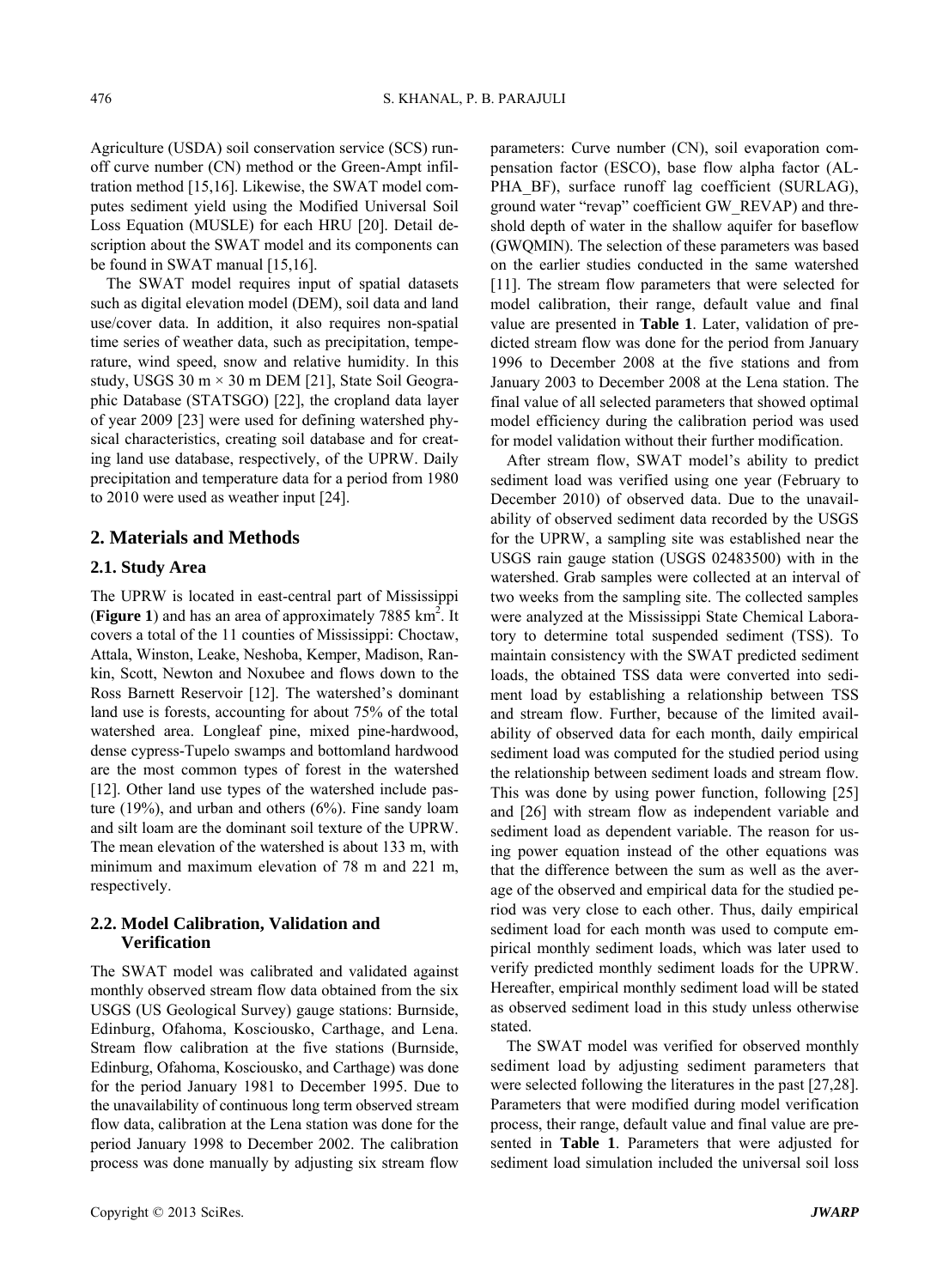Agriculture (USDA) soil conservation service (SCS) runoff curve number (CN) method or the Green-Ampt infiltration method [15,16]. Likewise, the SWAT model computes sediment yield using the Modified Universal Soil Loss Equation (MUSLE) for each HRU [20]. Detail description about the SWAT model and its components can be found in SWAT manual [15,16].

The SWAT model requires input of spatial datasets such as digital elevation model (DEM), soil data and land use/cover data. In addition, it also requires non-spatial time series of weather data, such as precipitation, temperature, wind speed, snow and relative humidity. In this study, USGS 30 m × 30 m DEM [21], State Soil Geographic Database (STATSGO) [22], the cropland data layer of year 2009 [23] were used for defining watershed physical characteristics, creating soil database and for creating land use database, respectively, of the UPRW. Daily precipitation and temperature data for a period from 1980 to 2010 were used as weather input [24].

## 2. Materials and Methods

### 2.1. Study Area

The UPRW is located in east-central part of Mississippi (**Figure 1**) and has an area of approximately 7885 km$^2$. It covers a total of the 11 counties of Mississippi: Choctaw, Attala, Winston, Leake, Neshoba, Kemper, Madison, Rankin, Scott, Newton and Noxubee and flows down to the Ross Barnett Reservoir [12]. The watershed's dominant land use is forests, accounting for about 75% of the total watershed area. Longleaf pine, mixed pine-hardwood, dense cypress-Tupelo swamps and bottomland hardwood are the most common types of forest in the watershed [12]. Other land use types of the watershed include pasture (19%), and urban and others (6%). Fine sandy loam and silt loam are the dominant soil texture of the UPRW. The mean elevation of the watershed is about 133 m, with minimum and maximum elevation of 78 m and 221 m, respectively.

### 2.2. Model Calibration, Validation and Verification

The SWAT model was calibrated and validated against monthly observed stream flow data obtained from the six USGS (US Geological Survey) gauge stations: Burnside, Edinburg, Ofahoma, Kosciousko, Carthage, and Lena. Stream flow calibration at the five stations (Burnside, Edinburg, Ofahoma, Kosciousko, and Carthage) was done for the period January 1981 to December 1995. Due to the unavailability of continuous long term observed stream flow data, calibration at the Lena station was done for the period January 1998 to December 2002. The calibration process was done manually by adjusting six stream flow parameters: Curve number (CN), soil evaporation compensation factor (ESCO), base flow alpha factor (ALPHA_BF), surface runoff lag coefficient (SURLAG), ground water "revap" coefficient GW_REVAP) and threshold depth of water in the shallow aquifer for baseflow (GWQMIN). The selection of these parameters was based on the earlier studies conducted in the same watershed [11]. The stream flow parameters that were selected for model calibration, their range, default value and final value are presented in **Table 1**. Later, validation of predicted stream flow was done for the period from January 1996 to December 2008 at the five stations and from January 2003 to December 2008 at the Lena station. The final value of all selected parameters that showed optimal model efficiency during the calibration period was used for model validation without their further modification.

After stream flow, SWAT model's ability to predict sediment load was verified using one year (February to December 2010) of observed data. Due to the unavailability of observed sediment data recorded by the USGS for the UPRW, a sampling site was established near the USGS rain gauge station (USGS 02483500) with in the watershed. Grab samples were collected at an interval of two weeks from the sampling site. The collected samples were analyzed at the Mississippi State Chemical Laboratory to determine total suspended sediment (TSS). To maintain consistency with the SWAT predicted sediment loads, the obtained TSS data were converted into sediment load by establishing a relationship between TSS and stream flow. Further, because of the limited availability of observed data for each month, daily empirical sediment load was computed for the studied period using the relationship between sediment loads and stream flow. This was done by using power function, following [25] and [26] with stream flow as independent variable and sediment load as dependent variable. The reason for using power equation instead of the other equations was that the difference between the sum as well as the average of the observed and empirical data for the studied period was very close to each other. Thus, daily empirical sediment load for each month was used to compute empirical monthly sediment loads, which was later used to verify predicted monthly sediment loads for the UPRW. Hereafter, empirical monthly sediment load will be stated as observed sediment load in this study unless otherwise stated.

The SWAT model was verified for observed monthly sediment load by adjusting sediment parameters that were selected following the literatures in the past [27,28]. Parameters that were modified during model verification process, their range, default value and final value are presented in **Table 1**. Parameters that were adjusted for sediment load simulation included the universal soil loss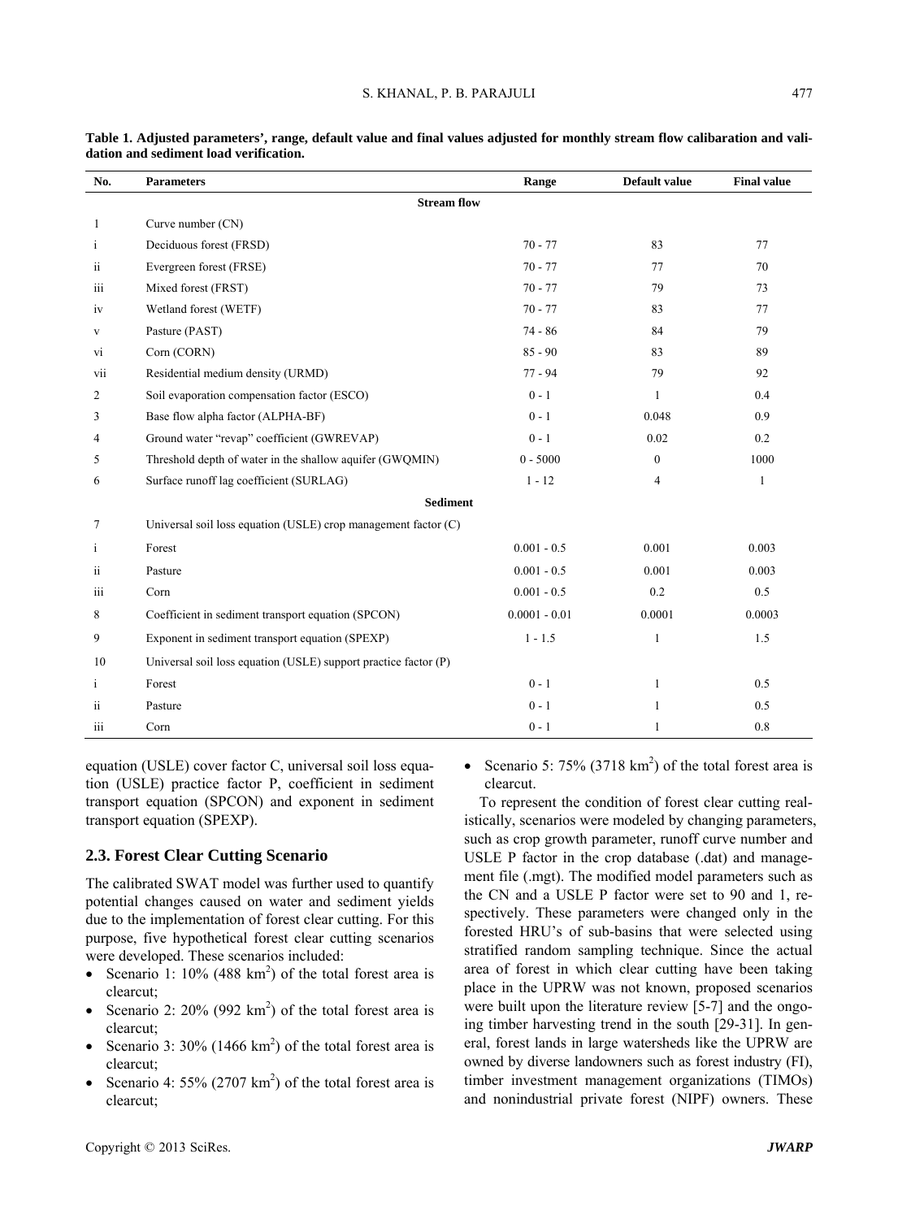**Table 1. Adjusted parameters', range, default value and final values adjusted for monthly stream flow calibaration and validation and sediment load verification.**

| No. | Parameters | Range | Default value | Final value |
|---|---|---|---|---|
| | **Stream flow** | | | |
| 1 | Curve number (CN) | | | |
| i | Deciduous forest (FRSD) | 70 - 77 | 83 | 77 |
| ii | Evergreen forest (FRSE) | 70 - 77 | 77 | 70 |
| iii | Mixed forest (FRST) | 70 - 77 | 79 | 73 |
| iv | Wetland forest (WETF) | 70 - 77 | 83 | 77 |
| v | Pasture (PAST) | 74 - 86 | 84 | 79 |
| vi | Corn (CORN) | 85 - 90 | 83 | 89 |
| vii | Residential medium density (URMD) | 77 - 94 | 79 | 92 |
| 2 | Soil evaporation compensation factor (ESCO) | 0 - 1 | 1 | 0.4 |
| 3 | Base flow alpha factor (ALPHA-BF) | 0 - 1 | 0.048 | 0.9 |
| 4 | Ground water "revap" coefficient (GWREVAP) | 0 - 1 | 0.02 | 0.2 |
| 5 | Threshold depth of water in the shallow aquifer (GWQMIN) | 0 - 5000 | 0 | 1000 |
| 6 | Surface runoff lag coefficient (SURLAG) | 1 - 12 | 4 | 1 |
| | **Sediment** | | | |
| 7 | Universal soil loss equation (USLE) crop management factor (C) | | | |
| i | Forest | 0.001 - 0.5 | 0.001 | 0.003 |
| ii | Pasture | 0.001 - 0.5 | 0.001 | 0.003 |
| iii | Corn | 0.001 - 0.5 | 0.2 | 0.5 |
| 8 | Coefficient in sediment transport equation (SPCON) | 0.0001 - 0.01 | 0.0001 | 0.0003 |
| 9 | Exponent in sediment transport equation (SPEXP) | 1 - 1.5 | 1 | 1.5 |
| 10 | Universal soil loss equation (USLE) support practice factor (P) | | | |
| i | Forest | 0 - 1 | 1 | 0.5 |
| ii | Pasture | 0 - 1 | 1 | 0.5 |
| iii | Corn | 0 - 1 | 1 | 0.8 |

equation (USLE) cover factor C, universal soil loss equation (USLE) practice factor P, coefficient in sediment transport equation (SPCON) and exponent in sediment transport equation (SPEXP).

## 2.3. Forest Clear Cutting Scenario

The calibrated SWAT model was further used to quantify potential changes caused on water and sediment yields due to the implementation of forest clear cutting. For this purpose, five hypothetical forest clear cutting scenarios were developed. These scenarios included:

- Scenario 1: 10% (488 km$^2$) of the total forest area is clearcut;
- Scenario 2: 20% (992 km$^2$) of the total forest area is clearcut;
- Scenario 3: 30% (1466 km$^2$) of the total forest area is clearcut;
- Scenario 4: 55% (2707 km$^2$) of the total forest area is clearcut;
- Scenario 5: 75% (3718 km$^2$) of the total forest area is clearcut.

To represent the condition of forest clear cutting realistically, scenarios were modeled by changing parameters, such as crop growth parameter, runoff curve number and USLE P factor in the crop database (.dat) and management file (.mgt). The modified model parameters such as the CN and a USLE P factor were set to 90 and 1, respectively. These parameters were changed only in the forested HRU's of sub-basins that were selected using stratified random sampling technique. Since the actual area of forest in which clear cutting have been taking place in the UPRW was not known, proposed scenarios were built upon the literature review [5-7] and the ongoing timber harvesting trend in the south [29-31]. In general, forest lands in large watersheds like the UPRW are owned by diverse landowners such as forest industry (FI), timber investment management organizations (TIMOs) and nonindustrial private forest (NIPF) owners. These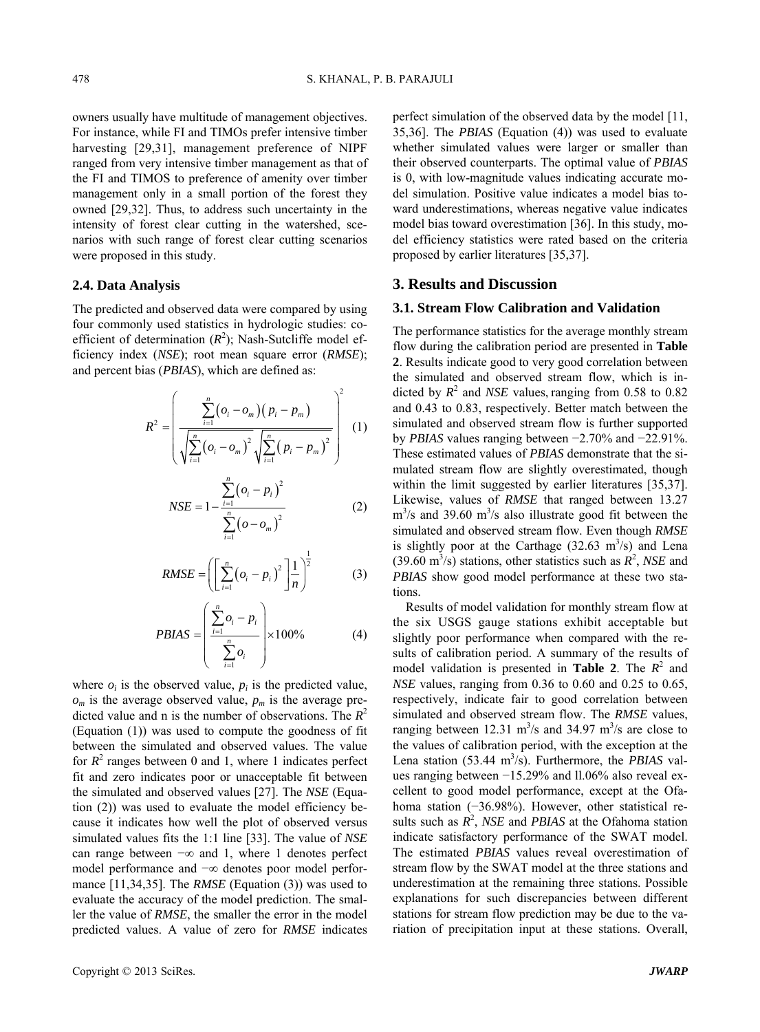owners usually have multitude of management objectives. For instance, while FI and TIMOs prefer intensive timber harvesting [29,31], management preference of NIPF ranged from very intensive timber management as that of the FI and TIMOS to preference of amenity over timber management only in a small portion of the forest they owned [29,32]. Thus, to address such uncertainty in the intensity of forest clear cutting in the watershed, scenarios with such range of forest clear cutting scenarios were proposed in this study.

### 2.4. Data Analysis

The predicted and observed data were compared by using four commonly used statistics in hydrologic studies: coefficient of determination ($R^2$); Nash-Sutcliffe model efficiency index (*NSE*); root mean square error (*RMSE*); and percent bias (*PBIAS*), which are defined as:

$$R^2 = \left( \frac{\sum_{i=1}^{n} (o_i - o_m)(p_i - p_m)}{\sqrt{\sum_{i=1}^{n} (o_i - o_m)^2} \sqrt{\sum_{i=1}^{n} (p_i - p_m)^2}} \right)^2 \quad (1)$$

$$NSE = 1 - \frac{\sum_{i=1}^{n} (o_i - p_i)^2}{\sum_{i=1}^{n} (o - o_m)^2} \quad (2)$$

$$RMSE = \left( \left[ \sum_{i=1}^{n} (o_i - p_i)^2 \right] \frac{1}{n} \right)^{\frac{1}{2}} \quad (3)$$

$$PBIAS = \left( \frac{\sum_{i=1}^{n} o_i - p_i}{\sum_{i=1}^{n} o_i} \right) \times 100\% \quad (4)$$

where $o_i$ is the observed value, $p_i$ is the predicted value, $o_m$ is the average observed value, $p_m$ is the average predicted value and n is the number of observations. The $R^2$ (Equation (1)) was used to compute the goodness of fit between the simulated and observed values. The value for $R^2$ ranges between 0 and 1, where 1 indicates perfect fit and zero indicates poor or unacceptable fit between the simulated and observed values [27]. The *NSE* (Equation (2)) was used to evaluate the model efficiency because it indicates how well the plot of observed versus simulated values fits the 1:1 line [33]. The value of *NSE* can range between $-\infty$ and 1, where 1 denotes perfect model performance and $-\infty$ denotes poor model performance [11,34,35]. The *RMSE* (Equation (3)) was used to evaluate the accuracy of the model prediction. The smaller the value of *RMSE*, the smaller the error in the model predicted values. A value of zero for *RMSE* indicates perfect simulation of the observed data by the model [11, 35,36]. The *PBIAS* (Equation (4)) was used to evaluate whether simulated values were larger or smaller than their observed counterparts. The optimal value of *PBIAS* is 0, with low-magnitude values indicating accurate model simulation. Positive value indicates a model bias toward underestimations, whereas negative value indicates model bias toward overestimation [36]. In this study, model efficiency statistics were rated based on the criteria proposed by earlier literatures [35,37].

## 3. Results and Discussion

### 3.1. Stream Flow Calibration and Validation

The performance statistics for the average monthly stream flow during the calibration period are presented in **Table 2**. Results indicate good to very good correlation between the simulated and observed stream flow, which is indicted by $R^2$ and *NSE* values, ranging from 0.58 to 0.82 and 0.43 to 0.83, respectively. Better match between the simulated and observed stream flow is further supported by *PBIAS* values ranging between −2.70% and −22.91%. These estimated values of *PBIAS* demonstrate that the simulated stream flow are slightly overestimated, though within the limit suggested by earlier literatures [35,37]. Likewise, values of *RMSE* that ranged between 13.27 $m^3/s$ and 39.60 $m^3/s$ also illustrate good fit between the simulated and observed stream flow. Even though *RMSE* is slightly poor at the Carthage (32.63 $m^3/s$) and Lena (39.60 $m^3/s$) stations, other statistics such as $R^2$, *NSE* and *PBIAS* show good model performance at these two stations.

Results of model validation for monthly stream flow at the six USGS gauge stations exhibit acceptable but slightly poor performance when compared with the results of calibration period. A summary of the results of model validation is presented in **Table 2**. The $R^2$ and *NSE* values, ranging from 0.36 to 0.60 and 0.25 to 0.65, respectively, indicate fair to good correlation between simulated and observed stream flow. The *RMSE* values, ranging between 12.31 $m^3/s$ and 34.97 $m^3/s$ are close to the values of calibration period, with the exception at the Lena station (53.44 $m^3/s$). Furthermore, the *PBIAS* values ranging between −15.29% and ll.06% also reveal excellent to good model performance, except at the Ofahoma station (−36.98%). However, other statistical results such as $R^2$, *NSE* and *PBIAS* at the Ofahoma station indicate satisfactory performance of the SWAT model. The estimated *PBIAS* values reveal overestimation of stream flow by the SWAT model at the three stations and underestimation at the remaining three stations. Possible explanations for such discrepancies between different stations for stream flow prediction may be due to the variation of precipitation input at these stations. Overall,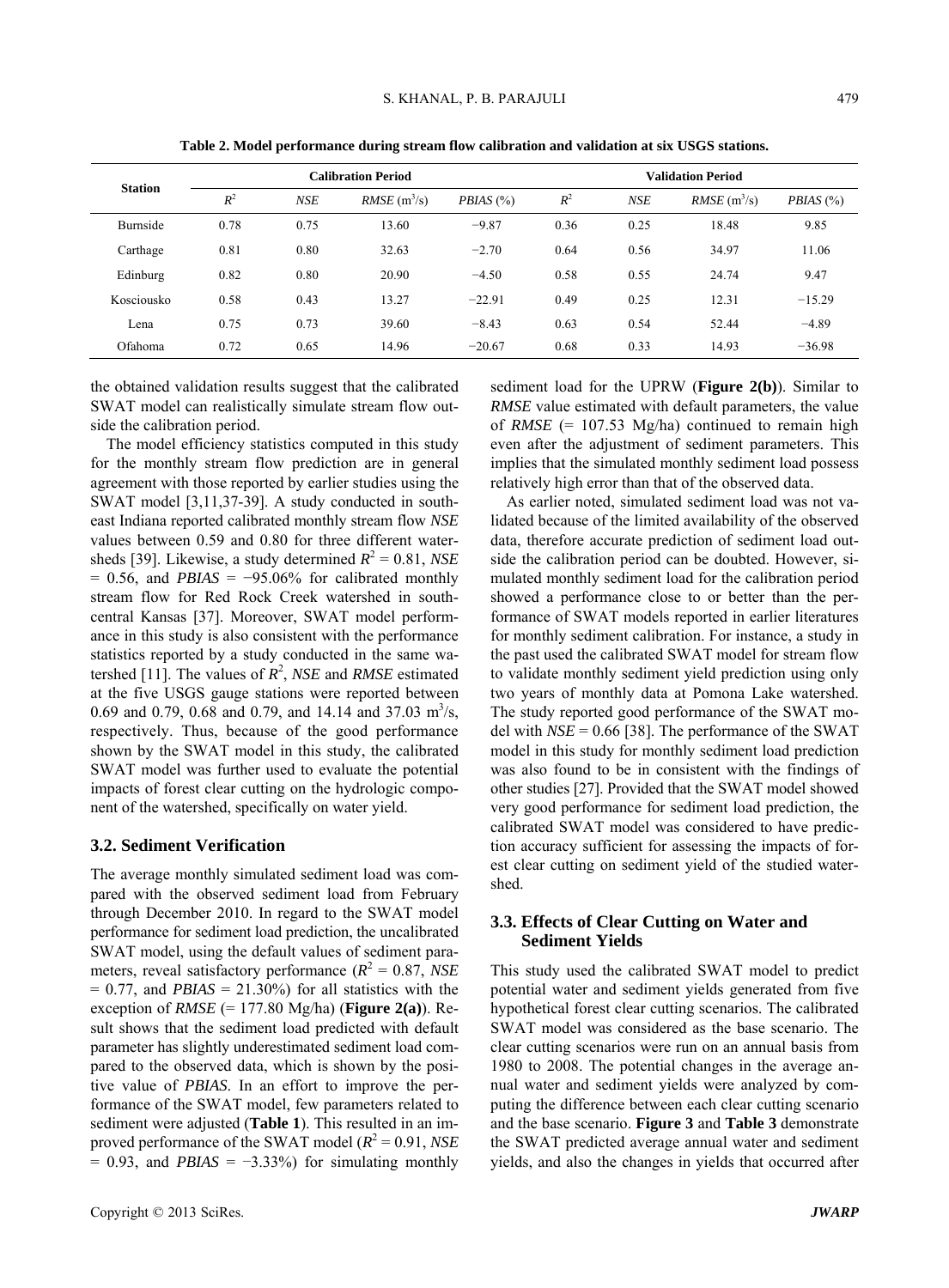**Table 2. Model performance during stream flow calibration and validation at six USGS stations.**

| Station | Calibration Period | | | | Validation Period | | | |
|---|---|---|---|---|---|---|---|---|
| | $R^2$ | *NSE* | *RMSE* ($m^3/s$) | *PBIAS* (%) | $R^2$ | *NSE* | *RMSE* ($m^3/s$) | *PBIAS* (%) |
| Burnside | 0.78 | 0.75 | 13.60 | −9.87 | 0.36 | 0.25 | 18.48 | 9.85 |
| Carthage | 0.81 | 0.80 | 32.63 | −2.70 | 0.64 | 0.56 | 34.97 | 11.06 |
| Edinburg | 0.82 | 0.80 | 20.90 | −4.50 | 0.58 | 0.55 | 24.74 | 9.47 |
| Kosciousko | 0.58 | 0.43 | 13.27 | −22.91 | 0.49 | 0.25 | 12.31 | −15.29 |
| Lena | 0.75 | 0.73 | 39.60 | −8.43 | 0.63 | 0.54 | 52.44 | −4.89 |
| Ofahoma | 0.72 | 0.65 | 14.96 | −20.67 | 0.68 | 0.33 | 14.93 | −36.98 |

the obtained validation results suggest that the calibrated SWAT model can realistically simulate stream flow outside the calibration period.

The model efficiency statistics computed in this study for the monthly stream flow prediction are in general agreement with those reported by earlier studies using the SWAT model [3,11,37-39]. A study conducted in southeast Indiana reported calibrated monthly stream flow *NSE* values between 0.59 and 0.80 for three different watersheds [39]. Likewise, a study determined $R^2 = 0.81$, *NSE* = 0.56, and *PBIAS* = −95.06% for calibrated monthly stream flow for Red Rock Creek watershed in southcentral Kansas [37]. Moreover, SWAT model performance in this study is also consistent with the performance statistics reported by a study conducted in the same watershed [11]. The values of $R^2$, *NSE* and *RMSE* estimated at the five USGS gauge stations were reported between 0.69 and 0.79, 0.68 and 0.79, and 14.14 and 37.03 $m^3/s$, respectively. Thus, because of the good performance shown by the SWAT model in this study, the calibrated SWAT model was further used to evaluate the potential impacts of forest clear cutting on the hydrologic component of the watershed, specifically on water yield.

### 3.2. Sediment Verification

The average monthly simulated sediment load was compared with the observed sediment load from February through December 2010. In regard to the SWAT model performance for sediment load prediction, the uncalibrated SWAT model, using the default values of sediment parameters, reveal satisfactory performance ($R^2 = 0.87$, *NSE* = 0.77, and *PBIAS* = 21.30%) for all statistics with the exception of *RMSE* (= 177.80 Mg/ha) (**Figure 2(a)**). Result shows that the sediment load predicted with default parameter has slightly underestimated sediment load compared to the observed data, which is shown by the positive value of *PBIAS*. In an effort to improve the performance of the SWAT model, few parameters related to sediment were adjusted (**Table 1**). This resulted in an improved performance of the SWAT model ($R^2 = 0.91$, *NSE* = 0.93, and *PBIAS* = −3.33%) for simulating monthly sediment load for the UPRW (**Figure 2(b)**). Similar to *RMSE* value estimated with default parameters, the value of *RMSE* (= 107.53 Mg/ha) continued to remain high even after the adjustment of sediment parameters. This implies that the simulated monthly sediment load possess relatively high error than that of the observed data.

As earlier noted, simulated sediment load was not validated because of the limited availability of the observed data, therefore accurate prediction of sediment load outside the calibration period can be doubted. However, simulated monthly sediment load for the calibration period showed a performance close to or better than the performance of SWAT models reported in earlier literatures for monthly sediment calibration. For instance, a study in the past used the calibrated SWAT model for stream flow to validate monthly sediment yield prediction using only two years of monthly data at Pomona Lake watershed. The study reported good performance of the SWAT model with *NSE* = 0.66 [38]. The performance of the SWAT model in this study for monthly sediment load prediction was also found to be in consistent with the findings of other studies [27]. Provided that the SWAT model showed very good performance for sediment load prediction, the calibrated SWAT model was considered to have prediction accuracy sufficient for assessing the impacts of forest clear cutting on sediment yield of the studied watershed.

### 3.3. Effects of Clear Cutting on Water and Sediment Yields

This study used the calibrated SWAT model to predict potential water and sediment yields generated from five hypothetical forest clear cutting scenarios. The calibrated SWAT model was considered as the base scenario. The clear cutting scenarios were run on an annual basis from 1980 to 2008. The potential changes in the average annual water and sediment yields were analyzed by computing the difference between each clear cutting scenario and the base scenario. **Figure 3** and **Table 3** demonstrate the SWAT predicted average annual water and sediment yields, and also the changes in yields that occurred after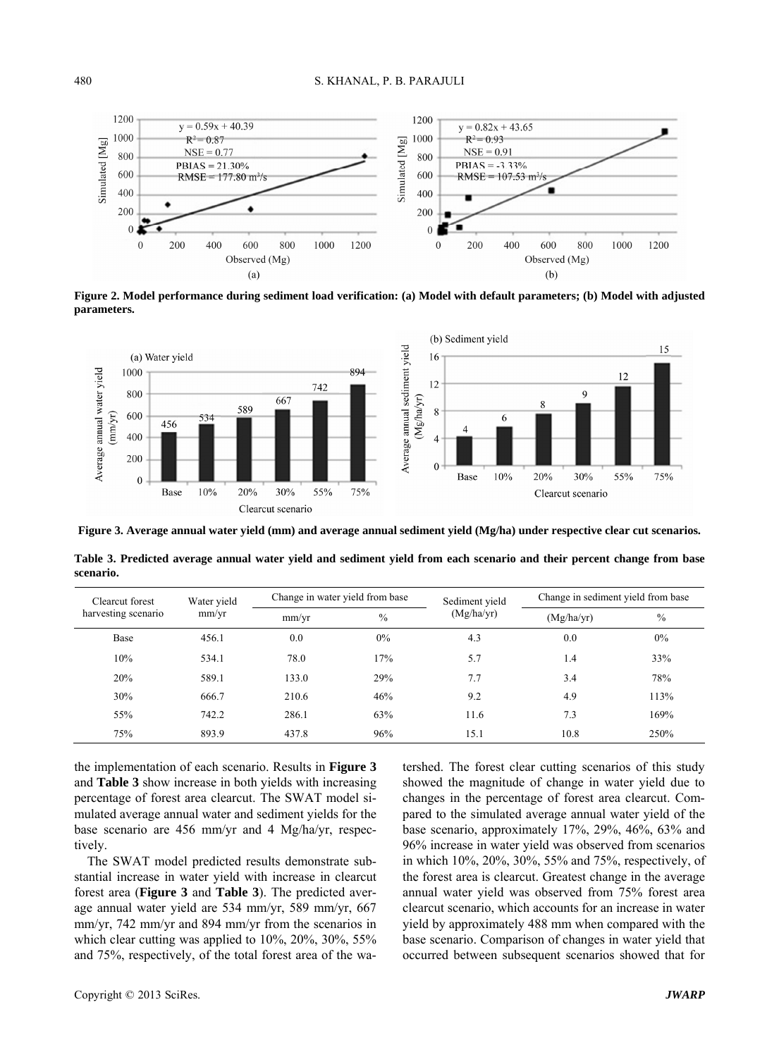y = 0.59x + 40.39
$R^2$ = 0.87
NSE = 0.77
PBIAS = 21.30%
RMSE = 177.80 m³/s

Simulated [Mg]
Observed (Mg)
(a)

y = 0.82x + 43.65
$R^2$ = 0.93
NSE = 0.91
PBIAS = -3.33%
RMSE = 107.53 m³/s

Simulated [Mg]
Observed (Mg)
(b)

**Figure 2. Model performance during sediment load verification: (a) Model with default parameters; (b) Model with adjusted parameters.**

(a) Water yield
Average annual water yield (mm/yr)
456 534 589 667 742 894
Base 10% 20% 30% 55% 75%
Clearcut scenario

(b) Sediment yield
Average annual sediment yield (Mg/ha/yr)
4 6 8 9 12 15
Base 10% 20% 30% 55% 75%
Clearcut scenario

**Figure 3. Average annual water yield (mm) and average annual sediment yield (Mg/ha) under respective clear cut scenarios.**

**Table 3. Predicted average annual water yield and sediment yield from each scenario and their percent change from base scenario.**

| Clearcut forest harvesting scenario | Water yield mm/yr | Change in water yield from base | | Sediment yield (Mg/ha/yr) | Change in sediment yield from base | |
|---|---|---|---|---|---|---|
| | | mm/yr | % | | (Mg/ha/yr) | % |
| Base | 456.1 | 0.0 | 0% | 4.3 | 0.0 | 0% |
| 10% | 534.1 | 78.0 | 17% | 5.7 | 1.4 | 33% |
| 20% | 589.1 | 133.0 | 29% | 7.7 | 3.4 | 78% |
| 30% | 666.7 | 210.6 | 46% | 9.2 | 4.9 | 113% |
| 55% | 742.2 | 286.1 | 63% | 11.6 | 7.3 | 169% |
| 75% | 893.9 | 437.8 | 96% | 15.1 | 10.8 | 250% |

the implementation of each scenario. Results in **Figure 3** and **Table 3** show increase in both yields with increasing percentage of forest area clearcut. The SWAT model simulated average annual water and sediment yields for the base scenario are 456 mm/yr and 4 Mg/ha/yr, respectively.

The SWAT model predicted results demonstrate substantial increase in water yield with increase in clearcut forest area (**Figure 3** and **Table 3**). The predicted average annual water yield are 534 mm/yr, 589 mm/yr, 667 mm/yr, 742 mm/yr and 894 mm/yr from the scenarios in which clear cutting was applied to 10%, 20%, 30%, 55% and 75%, respectively, of the total forest area of the watershed. The forest clear cutting scenarios of this study showed the magnitude of change in water yield due to changes in the percentage of forest area clearcut. Compared to the simulated average annual water yield of the base scenario, approximately 17%, 29%, 46%, 63% and 96% increase in water yield was observed from scenarios in which 10%, 20%, 30%, 55% and 75%, respectively, of the forest area is clearcut. Greatest change in the average annual water yield was observed from 75% forest area clearcut scenario, which accounts for an increase in water yield by approximately 488 mm when compared with the base scenario. Comparison of changes in water yield that occurred between subsequent scenarios showed that for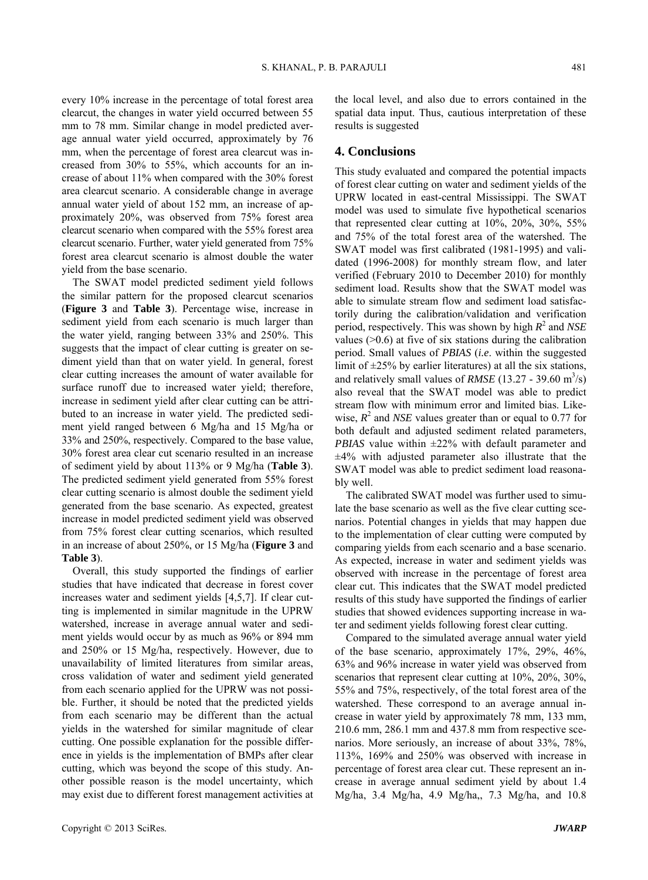every 10% increase in the percentage of total forest area clearcut, the changes in water yield occurred between 55 mm to 78 mm. Similar change in model predicted average annual water yield occurred, approximately by 76 mm, when the percentage of forest area clearcut was increased from 30% to 55%, which accounts for an increase of about 11% when compared with the 30% forest area clearcut scenario. A considerable change in average annual water yield of about 152 mm, an increase of approximately 20%, was observed from 75% forest area clearcut scenario when compared with the 55% forest area clearcut scenario. Further, water yield generated from 75% forest area clearcut scenario is almost double the water yield from the base scenario.

The SWAT model predicted sediment yield follows the similar pattern for the proposed clearcut scenarios (**Figure 3** and **Table 3**). Percentage wise, increase in sediment yield from each scenario is much larger than the water yield, ranging between 33% and 250%. This suggests that the impact of clear cutting is greater on sediment yield than that on water yield. In general, forest clear cutting increases the amount of water available for surface runoff due to increased water yield; therefore, increase in sediment yield after clear cutting can be attributed to an increase in water yield. The predicted sediment yield ranged between 6 Mg/ha and 15 Mg/ha or 33% and 250%, respectively. Compared to the base value, 30% forest area clear cut scenario resulted in an increase of sediment yield by about 113% or 9 Mg/ha (**Table 3**). The predicted sediment yield generated from 55% forest clear cutting scenario is almost double the sediment yield generated from the base scenario. As expected, greatest increase in model predicted sediment yield was observed from 75% forest clear cutting scenarios, which resulted in an increase of about 250%, or 15 Mg/ha (**Figure 3** and **Table 3**).

Overall, this study supported the findings of earlier studies that have indicated that decrease in forest cover increases water and sediment yields [4,5,7]. If clear cutting is implemented in similar magnitude in the UPRW watershed, increase in average annual water and sediment yields would occur by as much as 96% or 894 mm and 250% or 15 Mg/ha, respectively. However, due to unavailability of limited literatures from similar areas, cross validation of water and sediment yield generated from each scenario applied for the UPRW was not possible. Further, it should be noted that the predicted yields from each scenario may be different than the actual yields in the watershed for similar magnitude of clear cutting. One possible explanation for the possible difference in yields is the implementation of BMPs after clear cutting, which was beyond the scope of this study. Another possible reason is the model uncertainty, which may exist due to different forest management activities at the local level, and also due to errors contained in the spatial data input. Thus, cautious interpretation of these results is suggested

## 4. Conclusions

This study evaluated and compared the potential impacts of forest clear cutting on water and sediment yields of the UPRW located in east-central Mississippi. The SWAT model was used to simulate five hypothetical scenarios that represented clear cutting at 10%, 20%, 30%, 55% and 75% of the total forest area of the watershed. The SWAT model was first calibrated (1981-1995) and validated (1996-2008) for monthly stream flow, and later verified (February 2010 to December 2010) for monthly sediment load. Results show that the SWAT model was able to simulate stream flow and sediment load satisfactorily during the calibration/validation and verification period, respectively. This was shown by high $R^2$ and *NSE* values (>0.6) at five of six stations during the calibration period. Small values of *PBIAS* (*i.e*. within the suggested limit of ±25% by earlier literatures) at all the six stations, and relatively small values of *RMSE* (13.27 - 39.60 $m^3/s$) also reveal that the SWAT model was able to predict stream flow with minimum error and limited bias. Likewise, $R^2$ and *NSE* values greater than or equal to 0.77 for both default and adjusted sediment related parameters, *PBIAS* value within ±22% with default parameter and ±4% with adjusted parameter also illustrate that the SWAT model was able to predict sediment load reasonably well.

The calibrated SWAT model was further used to simulate the base scenario as well as the five clear cutting scenarios. Potential changes in yields that may happen due to the implementation of clear cutting were computed by comparing yields from each scenario and a base scenario. As expected, increase in water and sediment yields was observed with increase in the percentage of forest area clear cut. This indicates that the SWAT model predicted results of this study have supported the findings of earlier studies that showed evidences supporting increase in water and sediment yields following forest clear cutting.

Compared to the simulated average annual water yield of the base scenario, approximately 17%, 29%, 46%, 63% and 96% increase in water yield was observed from scenarios that represent clear cutting at 10%, 20%, 30%, 55% and 75%, respectively, of the total forest area of the watershed. These correspond to an average annual increase in water yield by approximately 78 mm, 133 mm, 210.6 mm, 286.1 mm and 437.8 mm from respective scenarios. More seriously, an increase of about 33%, 78%, 113%, 169% and 250% was observed with increase in percentage of forest area clear cut. These represent an increase in average annual sediment yield by about 1.4 Mg/ha, 3.4 Mg/ha, 4.9 Mg/ha,, 7.3 Mg/ha, and 10.8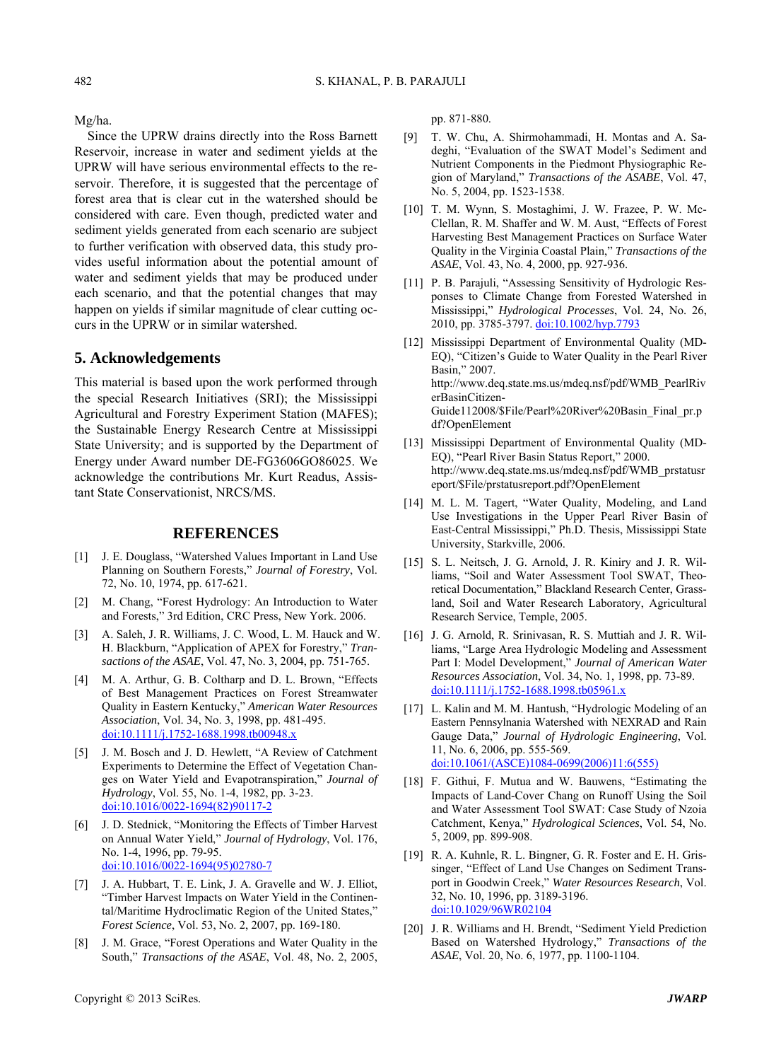Mg/ha.

Since the UPRW drains directly into the Ross Barnett Reservoir, increase in water and sediment yields at the UPRW will have serious environmental effects to the reservoir. Therefore, it is suggested that the percentage of forest area that is clear cut in the watershed should be considered with care. Even though, predicted water and sediment yields generated from each scenario are subject to further verification with observed data, this study provides useful information about the potential amount of water and sediment yields that may be produced under each scenario, and that the potential changes that may happen on yields if similar magnitude of clear cutting occurs in the UPRW or in similar watershed.

## 5. Acknowledgements

This material is based upon the work performed through the special Research Initiatives (SRI); the Mississippi Agricultural and Forestry Experiment Station (MAFES); the Sustainable Energy Research Centre at Mississippi State University; and is supported by the Department of Energy under Award number DE-FG3606GO86025. We acknowledge the contributions Mr. Kurt Readus, Assistant State Conservationist, NRCS/MS.

## REFERENCES

[1] J. E. Douglass, "Watershed Values Important in Land Use Planning on Southern Forests," *Journal of Forestry*, Vol. 72, No. 10, 1974, pp. 617-621.

[2] M. Chang, "Forest Hydrology: An Introduction to Water and Forests," 3rd Edition, CRC Press, New York. 2006.

[3] A. Saleh, J. R. Williams, J. C. Wood, L. M. Hauck and W. H. Blackburn, "Application of APEX for Forestry," *Transactions of the ASAE*, Vol. 47, No. 3, 2004, pp. 751-765.

[4] M. A. Arthur, G. B. Coltharp and D. L. Brown, "Effects of Best Management Practices on Forest Streamwater Quality in Eastern Kentucky," *American Water Resources Association*, Vol. 34, No. 3, 1998, pp. 481-495. doi:10.1111/j.1752-1688.1998.tb00948.x

[5] J. M. Bosch and J. D. Hewlett, "A Review of Catchment Experiments to Determine the Effect of Vegetation Changes on Water Yield and Evapotranspiration," *Journal of Hydrology*, Vol. 55, No. 1-4, 1982, pp. 3-23. doi:10.1016/0022-1694(82)90117-2

[6] J. D. Stednick, "Monitoring the Effects of Timber Harvest on Annual Water Yield," *Journal of Hydrology*, Vol. 176, No. 1-4, 1996, pp. 79-95. doi:10.1016/0022-1694(95)02780-7

[7] J. A. Hubbart, T. E. Link, J. A. Gravelle and W. J. Elliot, "Timber Harvest Impacts on Water Yield in the Continental/Maritime Hydroclimatic Region of the United States," *Forest Science*, Vol. 53, No. 2, 2007, pp. 169-180.

[8] J. M. Grace, "Forest Operations and Water Quality in the South," *Transactions of the ASAE*, Vol. 48, No. 2, 2005, pp. 871-880.

[9] T. W. Chu, A. Shirmohammadi, H. Montas and A. Sadeghi, "Evaluation of the SWAT Model's Sediment and Nutrient Components in the Piedmont Physiographic Region of Maryland," *Transactions of the ASABE*, Vol. 47, No. 5, 2004, pp. 1523-1538.

[10] T. M. Wynn, S. Mostaghimi, J. W. Frazee, P. W. McClellan, R. M. Shaffer and W. M. Aust, "Effects of Forest Harvesting Best Management Practices on Surface Water Quality in the Virginia Coastal Plain," *Transactions of the ASAE*, Vol. 43, No. 4, 2000, pp. 927-936.

[11] P. B. Parajuli, "Assessing Sensitivity of Hydrologic Responses to Climate Change from Forested Watershed in Mississippi," *Hydrological Processes*, Vol. 24, No. 26, 2010, pp. 3785-3797. doi:10.1002/hyp.7793

[12] Mississippi Department of Environmental Quality (MDEQ), "Citizen's Guide to Water Quality in the Pearl River Basin," 2007. http://www.deq.state.ms.us/mdeq.nsf/pdf/WMB_PearlRiverBasinCitizen-Guide112008/$File/Pearl%20River%20Basin_Final_pr.pdf?OpenElement

[13] Mississippi Department of Environmental Quality (MDEQ), "Pearl River Basin Status Report," 2000. http://www.deq.state.ms.us/mdeq.nsf/pdf/WMB_prstatusreport/$File/prstatusreport.pdf?OpenElement

[14] M. L. M. Tagert, "Water Quality, Modeling, and Land Use Investigations in the Upper Pearl River Basin of East-Central Mississippi," Ph.D. Thesis, Mississippi State University, Starkville, 2006.

[15] S. L. Neitsch, J. G. Arnold, J. R. Kiniry and J. R. Williams, "Soil and Water Assessment Tool SWAT, Theoretical Documentation," Blackland Research Center, Grassland, Soil and Water Research Laboratory, Agricultural Research Service, Temple, 2005.

[16] J. G. Arnold, R. Srinivasan, R. S. Muttiah and J. R. Williams, "Large Area Hydrologic Modeling and Assessment Part I: Model Development," *Journal of American Water Resources Association*, Vol. 34, No. 1, 1998, pp. 73-89. doi:10.1111/j.1752-1688.1998.tb05961.x

[17] L. Kalin and M. M. Hantush, "Hydrologic Modeling of an Eastern Pennsylnalia Watershed with NEXRAD and Rain Gauge Data," *Journal of Hydrologic Engineering*, Vol. 11, No. 6, 2006, pp. 555-569. doi:10.1061/(ASCE)1084-0699(2006)11:6(555)

[18] F. Githui, F. Mutua and W. Bauwens, "Estimating the Impacts of Land-Cover Chang on Runoff Using the Soil and Water Assessment Tool SWAT: Case Study of Nzoia Catchment, Kenya," *Hydrological Sciences*, Vol. 54, No. 5, 2009, pp. 899-908.

[19] R. A. Kuhnle, R. L. Bingner, G. R. Foster and E. H. Grissinger, "Effect of Land Use Changes on Sediment Transport in Goodwin Creek," *Water Resources Research*, Vol. 32, No. 10, 1996, pp. 3189-3196. doi:10.1029/96WR02104

[20] J. R. Williams and H. Brendt, "Sediment Yield Prediction Based on Watershed Hydrology," *Transactions of the ASAE*, Vol. 20, No. 6, 1977, pp. 1100-1104.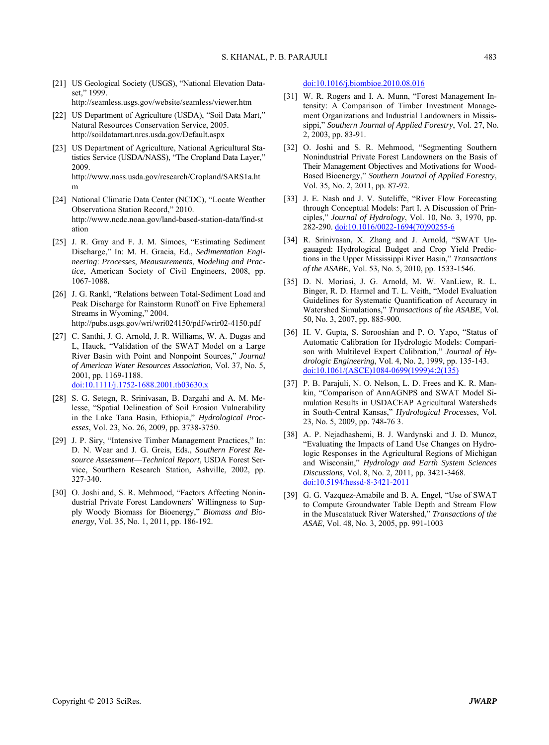[21] US Geological Society (USGS), "National Elevation Dataset," 1999. http://seamless.usgs.gov/website/seamless/viewer.htm

[22] US Department of Agriculture (USDA), "Soil Data Mart," Natural Resources Conservation Service, 2005. http://soildatamart.nrcs.usda.gov/Default.aspx

[23] US Department of Agriculture, National Agricultural Statistics Service (USDA/NASS), "The Cropland Data Layer," 2009. http://www.nass.usda.gov/research/Cropland/SARS1a.htm

[24] National Climatic Data Center (NCDC), "Locate Weather Observationa Station Record," 2010. http://www.ncdc.noaa.gov/land-based-station-data/find-station

[25] J. R. Gray and F. J. M. Simoes, "Estimating Sediment Discharge," In: M. H. Gracia, Ed., *Sedimentation Engineering*: *Processes*, *Meausurements*, *Modeling and Practice*, American Society of Civil Engineers, 2008, pp. 1067-1088.

[26] J. G. Rankl, "Relations between Total-Sediment Load and Peak Discharge for Rainstorm Runoff on Five Ephemeral Streams in Wyoming," 2004. http://pubs.usgs.gov/wri/wri024150/pdf/wrir02-4150.pdf

[27] C. Santhi, J. G. Arnold, J. R. Williams, W. A. Dugas and L, Hauck, "Validation of the SWAT Model on a Large River Basin with Point and Nonpoint Sources," *Journal of American Water Resources Association*, Vol. 37, No. 5, 2001, pp. 1169-1188. doi:10.1111/j.1752-1688.2001.tb03630.x

[28] S. G. Setegn, R. Srinivasan, B. Dargahi and A. M. Melesse, "Spatial Delineation of Soil Erosion Vulnerability in the Lake Tana Basin, Ethiopia," *Hydrological Processes*, Vol. 23, No. 26, 2009, pp. 3738-3750.

[29] J. P. Siry, "Intensive Timber Management Practices," In: D. N. Wear and J. G. Greis, Eds., *Southern Forest Resource Assessment*—*Technical Report*, USDA Forest Service, Southern Research Station, Ashville, 2002, pp. 327-340.

[30] O. Joshi and, S. R. Mehmood, "Factors Affecting Nonindustrial Private Forest Landowners' Willingness to Supply Woody Biomass for Bioenergy," *Biomass and Bioenergy*, Vol. 35, No. 1, 2011, pp. 186-192. doi:10.1016/j.biombioe.2010.08.016

[31] W. R. Rogers and I. A. Munn, "Forest Management Intensity: A Comparison of Timber Investment Management Organizations and Industrial Landowners in Mississippi," *Southern Journal of Applied Forestry*, Vol. 27, No. 2, 2003, pp. 83-91.

[32] O. Joshi and S. R. Mehmood, "Segmenting Southern Nonindustrial Private Forest Landowners on the Basis of Their Management Objectives and Motivations for Wood-Based Bioenergy," *Southern Journal of Applied Forestry*, Vol. 35, No. 2, 2011, pp. 87-92.

[33] J. E. Nash and J. V. Sutcliffe, "River Flow Forecasting through Conceptual Models: Part I. A Discussion of Principles," *Journal of Hydrology*, Vol. 10, No. 3, 1970, pp. 282-290. doi:10.1016/0022-1694(70)90255-6

[34] R. Srinivasan, X. Zhang and J. Arnold, "SWAT Ungauaged: Hydrological Budget and Crop Yield Predictions in the Upper Mississippi River Basin," *Transactions of the ASABE*, Vol. 53, No. 5, 2010, pp. 1533-1546.

[35] D. N. Moriasi, J. G. Arnold, M. W. VanLiew, R. L. Binger, R. D. Harmel and T. L. Veith, "Model Evaluation Guidelines for Systematic Quantification of Accuracy in Watershed Simulations," *Transactions of the ASABE*, Vol. 50, No. 3, 2007, pp. 885-900.

[36] H. V. Gupta, S. Sorooshian and P. O. Yapo, "Status of Automatic Calibration for Hydrologic Models: Comparison with Multilevel Expert Calibration," *Journal of Hydrologic Engineering*, Vol. 4, No. 2, 1999, pp. 135-143. doi:10.1061/(ASCE)1084-0699(1999)4:2(135)

[37] P. B. Parajuli, N. O. Nelson, L. D. Frees and K. R. Mankin, "Comparison of AnnAGNPS and SWAT Model Simulation Results in USDACEAP Agricultural Watersheds in South-Central Kansas," *Hydrological Processes*, Vol. 23, No. 5, 2009, pp. 748-76 3.

[38] A. P. Nejadhashemi, B. J. Wardynski and J. D. Munoz, "Evaluating the Impacts of Land Use Changes on Hydrologic Responses in the Agricultural Regions of Michigan and Wisconsin," *Hydrology and Earth System Sciences Discussions*, Vol. 8, No. 2, 2011, pp. 3421-3468. doi:10.5194/hessd-8-3421-2011

[39] G. G. Vazquez-Amabile and B. A. Engel, "Use of SWAT to Compute Groundwater Table Depth and Stream Flow in the Muscatatuck River Watershed," *Transactions of the ASAE*, Vol. 48, No. 3, 2005, pp. 991-1003